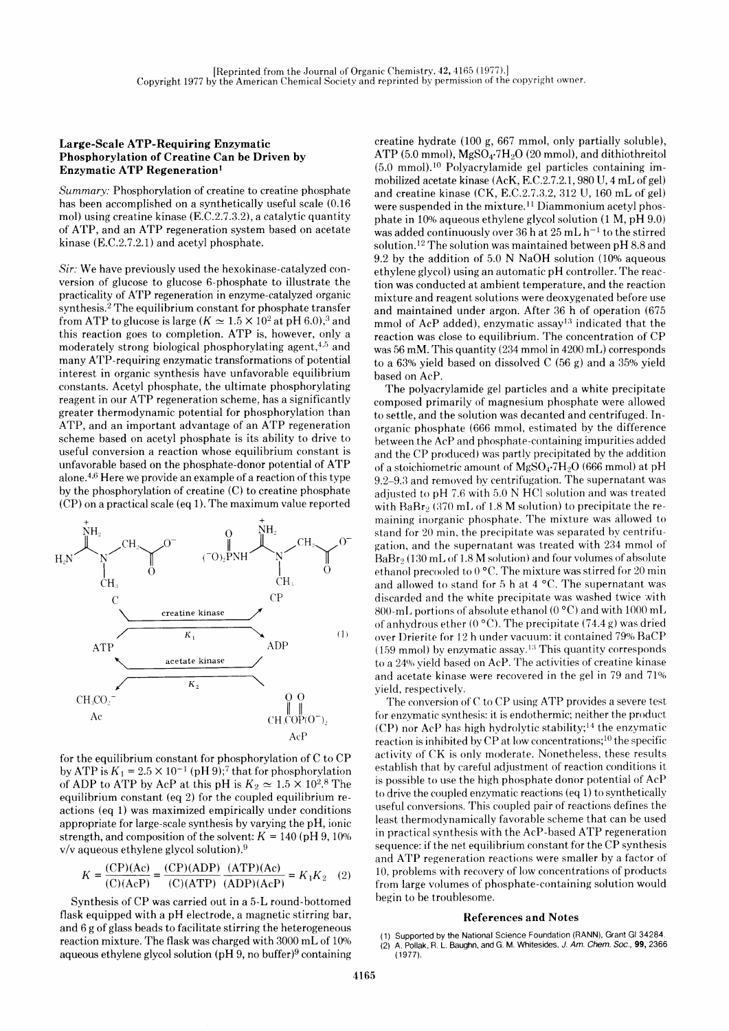[Reprinted from the Journal of Organic Chemistry, 42, 4165 (1977).]
Copyright 1977 by the American Chemical Society and reprinted by permission of the copyright owner.

## Large-Scale ATP-Requiring Enzymatic Phosphorylation of Creatine Can be Driven by Enzymatic ATP Regeneration[1]

*Summary:* Phosphorylation of creatine to creatine phosphate has been accomplished on a synthetically useful scale (0.16 mol) using creatine kinase (E.C.2.7.3.2), a catalytic quantity of ATP, and an ATP regeneration system based on acetate kinase (E.C.2.7.2.1) and acetyl phosphate.

*Sir:* We have previously used the hexokinase-catalyzed conversion of glucose to glucose 6-phosphate to illustrate the practicality of ATP regeneration in enzyme-catalyzed organic synthesis.[2] The equilibrium constant for phosphate transfer from ATP to glucose is large ($K \simeq 1.5 \times 10^2$ at pH 6.0),[3] and this reaction goes to completion. ATP is, however, only a moderately strong biological phosphorylating agent,[4,5] and many ATP-requiring enzymatic transformations of potential interest in organic synthesis have unfavorable equilibrium constants. Acetyl phosphate, the ultimate phosphorylating reagent in our ATP regeneration scheme, has a significantly greater thermodynamic potential for phosphorylation than ATP, and an important advantage of an ATP regeneration scheme based on acetyl phosphate is its ability to drive to useful conversion a reaction whose equilibrium constant is unfavorable based on the phosphate-donor potential of ATP alone.[4,6] Here we provide an example of a reaction of this type by the phosphorylation of creatine (C) to creatine phosphate (CP) on a practical scale (eq 1). The maximum value reported

$$\mathrm{C} + \mathrm{ATP} \xrightleftharpoons[K_1]{\text{creatine kinase}} \mathrm{CP} + \mathrm{ADP}; \qquad \mathrm{ADP} + \mathrm{AcP} \xrightleftharpoons[K_2]{\text{acetate kinase}} \mathrm{ATP} + \mathrm{Ac} \tag{1}$$

(C: $H_2N-C(=NH_2^+)-N(CH_3)-CH_2-CO_2^-$; CP: $(^-O)_2P(O)NH-C(=NH_2^+)-N(CH_3)-CH_2-CO_2^-$; Ac: $CH_3CO_2^-$; AcP: $CH_3C(O)OP(O)(O^-)_2$)

for the equilibrium constant for phosphorylation of C to CP by ATP is $K_1 = 2.5 \times 10^{-1}$ (pH 9);[7] that for phosphorylation of ADP to ATP by AcP at this pH is $K_2 \simeq 1.5 \times 10^2$.[8] The equilibrium constant (eq 2) for the coupled equilibrium reactions (eq 1) was maximized empirically under conditions appropriate for large-scale synthesis by varying the pH, ionic strength, and composition of the solvent: $K = 140$ (pH 9, 10% v/v aqueous ethylene glycol solution).[9]

$$K = \frac{(\mathrm{CP})(\mathrm{Ac})}{(\mathrm{C})(\mathrm{AcP})} = \frac{(\mathrm{CP})(\mathrm{ADP})}{(\mathrm{C})(\mathrm{ATP})}\,\frac{(\mathrm{ATP})(\mathrm{Ac})}{(\mathrm{ADP})(\mathrm{AcP})} = K_1K_2 \tag{2}$$

Synthesis of CP was carried out in a 5-L round-bottomed flask equipped with a pH electrode, a magnetic stirring bar, and 6 g of glass beads to facilitate stirring the heterogeneous reaction mixture. The flask was charged with 3000 mL of 10% aqueous ethylene glycol solution (pH 9, no buffer)[9] containing creatine hydrate (100 g, 667 mmol, only partially soluble), ATP (5.0 mmol), $MgSO_4 \cdot 7H_2O$ (20 mmol), and dithiothreitol (5.0 mmol).[10] Polyacrylamide gel particles containing immobilized acetate kinase (AcK, E.C.2.7.2.1, 980 U, 4 mL of gel) and creatine kinase (CK, E.C.2.7.3.2, 312 U, 160 mL of gel) were suspended in the mixture.[11] Diammonium acetyl phosphate in 10% aqueous ethylene glycol solution (1 M, pH 9.0) was added continuously over 36 h at 25 mL $h^{-1}$ to the stirred solution.[12] The solution was maintained between pH 8.8 and 9.2 by the addition of 5.0 N NaOH solution (10% aqueous ethylene glycol) using an automatic pH controller. The reaction was conducted at ambient temperature, and the reaction mixture and reagent solutions were deoxygenated before use and maintained under argon. After 36 h of operation (675 mmol of AcP added), enzymatic assay[13] indicated that the reaction was close to equilibrium. The concentration of CP was 56 mM. This quantity (234 mmol in 4200 mL) corresponds to a 63% yield based on dissolved C (56 g) and a 35% yield based on AcP.

The polyacrylamide gel particles and a white precipitate composed primarily of magnesium phosphate were allowed to settle, and the solution was decanted and centrifuged. Inorganic phosphate (666 mmol, estimated by the difference between the AcP and phosphate-containing impurities added and the CP produced) was partly precipitated by the addition of a stoichiometric amount of $MgSO_4 \cdot 7H_2O$ (666 mmol) at pH 9.2–9.3 and removed by centrifugation. The supernatant was adjusted to pH 7.6 with 5.0 N HCl solution and was treated with $BaBr_2$ (370 mL of 1.8 M solution) to precipitate the remaining inorganic phosphate. The mixture was allowed to stand for 20 min, the precipitate was separated by centrifugation, and the supernatant was treated with 234 mmol of $BaBr_2$ (130 mL of 1.8 M solution) and four volumes of absolute ethanol precooled to 0 °C. The mixture was stirred for 20 min and allowed to stand for 5 h at 4 °C. The supernatant was discarded and the white precipitate was washed twice with 800-mL portions of absolute ethanol (0 °C) and with 1000 mL of anhydrous ether (0 °C). The precipitate (74.4 g) was dried over Drierite for 12 h under vacuum: it contained 79% BaCP (159 mmol) by enzymatic assay.[13] This quantity corresponds to a 24% yield based on AcP. The activities of creatine kinase and acetate kinase were recovered in the gel in 79 and 71% yield, respectively.

The conversion of C to CP using ATP provides a severe test for enzymatic synthesis: it is endothermic; neither the product (CP) nor AcP has high hydrolytic stability;[14] the enzymatic reaction is inhibited by CP at low concentrations;[10] the specific activity of CK is only moderate. Nonetheless, these results establish that by careful adjustment of reaction conditions it is possible to use the high phosphate donor potential of AcP to drive the coupled enzymatic reactions (eq 1) to synthetically useful conversions. This coupled pair of reactions defines the least thermodynamically favorable scheme that can be used in practical synthesis with the AcP-based ATP regeneration sequence: if the net equilibrium constant for the CP synthesis and ATP regeneration reactions were smaller by a factor of 10, problems with recovery of low concentrations of products from large volumes of phosphate-containing solution would begin to be troublesome.

### References and Notes

(1) Supported by the National Science Foundation (RANN), Grant GI 34284.

(2) A. Pollak, R. L. Baughn, and G. M. Whitesides, *J. Am. Chem. Soc.*, **99**, 2366 (1977).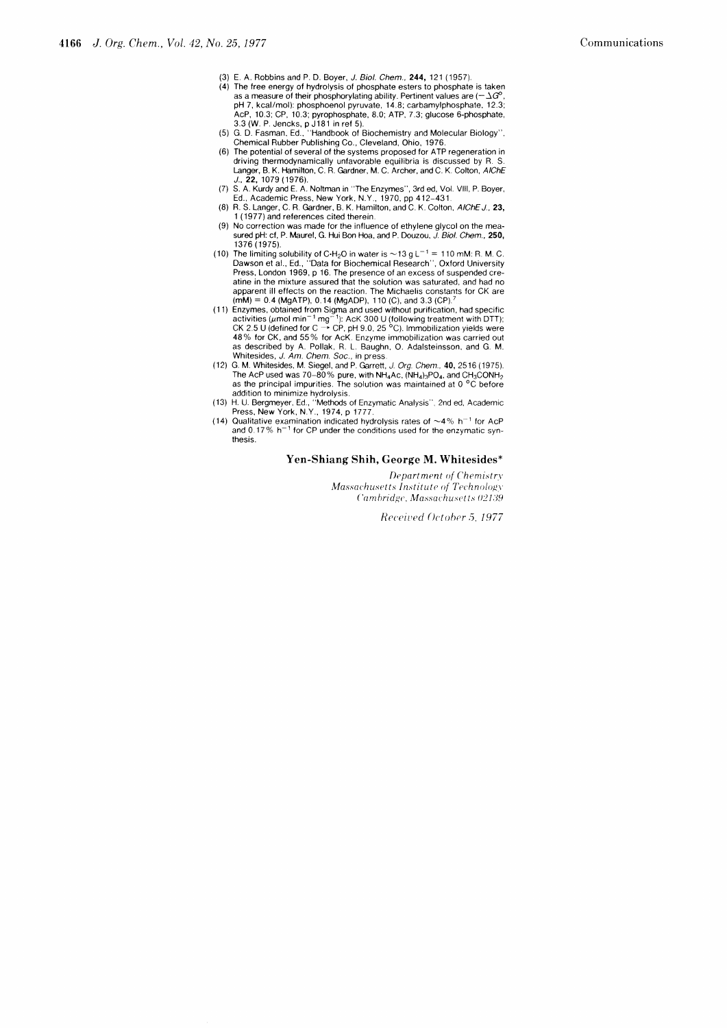(3) E. A. Robbins and P. D. Boyer, *J. Biol. Chem.*, **244**, 121 (1957).

(4) The free energy of hydrolysis of phosphate esters to phosphate is taken as a measure of their phosphorylating ability. Pertinent values are ($-\Delta G^{\circ}$, pH 7, kcal/mol): phosphoenol pyruvate, 14.8; carbamylphosphate, 12.3; AcP, 10.3; CP, 10.3; pyrophosphate, 8.0; ATP, 7.3; glucose 6-phosphate, 3.3 (W. P. Jencks, p J181 in ref 5).

(5) G. D. Fasman, Ed., "Handbook of Biochemistry and Molecular Biology", Chemical Rubber Publishing Co., Cleveland, Ohio, 1976.

(6) The potential of several of the systems proposed for ATP regeneration in driving thermodynamically unfavorable equilibria is discussed by R. S. Langer, B. K. Hamilton, C. R. Gardner, M. C. Archer, and C. K. Colton, *AIChE J.*, **22**, 1079 (1976).

(7) S. A. Kurdy and E. A. Noltman in "The Enzymes", 3rd ed, Vol. VIII, P. Boyer, Ed., Academic Press, New York, N.Y., 1970, pp 412–431.

(8) R. S. Langer, C. R. Gardner, B. K. Hamilton, and C. K. Colton, *AIChE J.*, **23**, 1 (1977) and references cited therein.

(9) No correction was made for the influence of ethylene glycol on the measured pH: cf, P. Maurel, G. Hui Bon Hoa, and P. Douzou, *J. Biol. Chem.*, **250**, 1376 (1975).

(10) The limiting solubility of $C \cdot H_2O$ in water is ~13 g $L^{-1}$ = 110 mM: R. M. C. Dawson et al., Ed., "Data for Biochemical Research", Oxford University Press, London 1969, p 16. The presence of an excess of suspended creatine in the mixture assured that the solution was saturated, and had no apparent ill effects on the reaction. The Michaelis constants for CK are (mM) = 0.4 (MgATP), 0.14 (MgADP), 110 (C), and 3.3 (CP).[7]

(11) Enzymes, obtained from Sigma and used without purification, had specific activities (μmol $min^{-1}$ $mg^{-1}$): AcK 300 U (following treatment with DTT); CK 2.5 U (defined for C → CP, pH 9.0, 25 °C). Immobilization yields were 48% for CK, and 55% for AcK. Enzyme immobilization was carried out as described by A. Pollak, R. L. Baughn, O. Adalsteinsson, and G. M. Whitesides, *J. Am. Chem. Soc.*, in press.

(12) G. M. Whitesides, M. Siegel, and P. Garrett, *J. Org. Chem.*, **40**, 2516 (1975). The AcP used was 70–80% pure, with $NH_4Ac$, $(NH_4)_3PO_4$, and $CH_3CONH_2$ as the principal impurities. The solution was maintained at 0 °C before addition to minimize hydrolysis.

(13) H. U. Bergmeyer, Ed., "Methods of Enzymatic Analysis", 2nd ed, Academic Press, New York, N.Y., 1974, p 1777.

(14) Qualitative examination indicated hydrolysis rates of ~4% $h^{-1}$ for AcP and 0.17% $h^{-1}$ for CP under the conditions used for the enzymatic synthesis.

**Yen-Shiang Shih, George M. Whitesides\***

*Department of Chemistry*
*Massachusetts Institute of Technology*
*Cambridge, Massachusetts 02139*

*Received October 5, 1977*